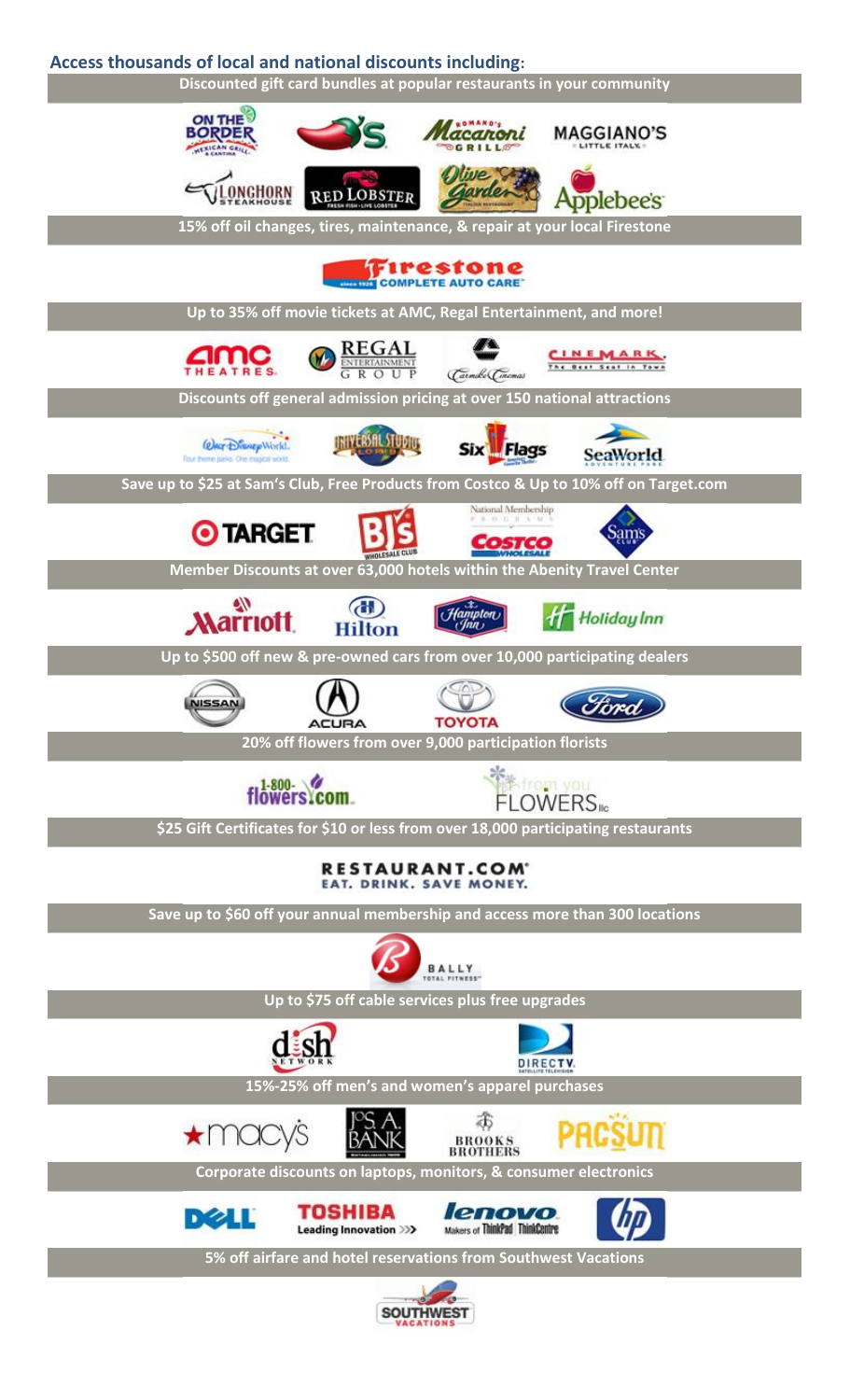**Access thousands of local and national discounts including:**

**Discounted gift card bundles at popular restaurants in your community**

ON THE BORDER MEXICAN GRILL & CANTINA | Chili's | Romano's Macaroni Grill | MAGGIANO'S LITTLE ITALY

LONGHORN STEAKHOUSE | RED LOBSTER FRESH FISH • LIVE LOBSTER | Olive Garden ITALIAN RESTAURANT | Applebee's

**15% off oil changes, tires, maintenance, & repair at your local Firestone**

Firestone COMPLETE AUTO CARE

**Up to 35% off movie tickets at AMC, Regal Entertainment, and more!**

AMC THEATRES | REGAL ENTERTAINMENT GROUP | Carmike Cinemas | CINEMARK The Best Seat in Town

**Discounts off general admission pricing at over 150 national attractions**

Walt Disney World | Universal Studios Florida | Six Flags | SeaWorld ADVENTURE PARK

**Save up to $25 at Sam's Club, Free Products from Costco & Up to 10% off on Target.com**

TARGET | BJ's WHOLESALE CLUB | National Membership Programs COSTCO WHOLESALE | Sam's CLUB

**Member Discounts at over 63,000 hotels within the Abenity Travel Center**

Marriott | Hilton | Hampton Inn | Holiday Inn

**Up to $500 off new & pre-owned cars from over 10,000 participating dealers**

NISSAN | ACURA | TOYOTA | Ford

**20% off flowers from over 9,000 participation florists**

1-800-flowers.com | from you FLOWERS llc

**$25 Gift Certificates for $10 or less from over 18,000 participating restaurants**

RESTAURANT.COM EAT. DRINK. SAVE MONEY.

**Save up to $60 off your annual membership and access more than 300 locations**

BALLY TOTAL FITNESS

**Up to $75 off cable services plus free upgrades**

dish NETWORK | DIRECTV SATELLITE TELEVISION

**15%-25% off men's and women's apparel purchases**

macy's | JoS. A. BANK | BROOKS BROTHERS | PACSUN

**Corporate discounts on laptops, monitors, & consumer electronics**

DELL | TOSHIBA Leading Innovation | lenovo Makers of ThinkPad ThinkCentre | hp

**5% off airfare and hotel reservations from Southwest Vacations**

SOUTHWEST VACATIONS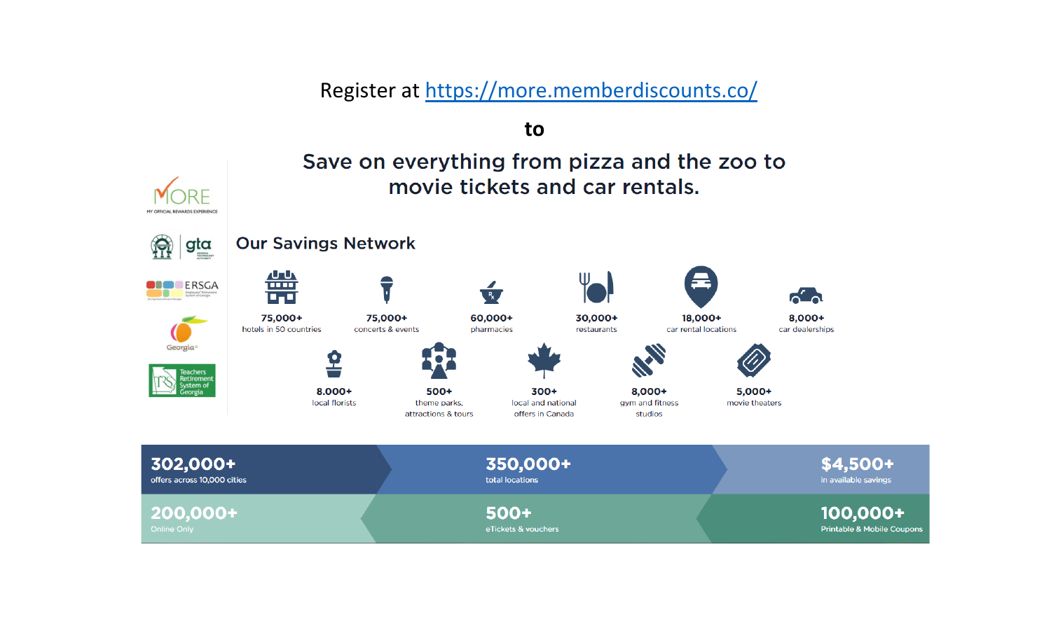Register at [https://more.memberdiscounts.co/](https://more.memberdiscounts.co/)

**to**

## Save on everything from pizza and the zoo to movie tickets and car rentals.

MORE
MY OFFICIAL REWARDS EXPERIENCE

gta

ERSGA

Georgia

Teachers Retirement System of Georgia

### Our Savings Network

- **75,000+** hotels in 50 countries
- **75,000+** concerts & events
- **60,000+** pharmacies
- **30,000+** restaurants
- **18,000+** car rental locations
- **8,000+** car dealerships
- **8,000+** local florists
- **500+** theme parks, attractions & tours
- **300+** local and national offers in Canada
- **8,000+** gym and fitness studios
- **5,000+** movie theaters

| | | |
|---|---|---|
| **302,000+** offers across 10,000 cities | **350,000+** total locations | **$4,500+** in available savings |
| **200,000+** Online Only | **500+** eTickets & vouchers | **100,000+** Printable & Mobile Coupons |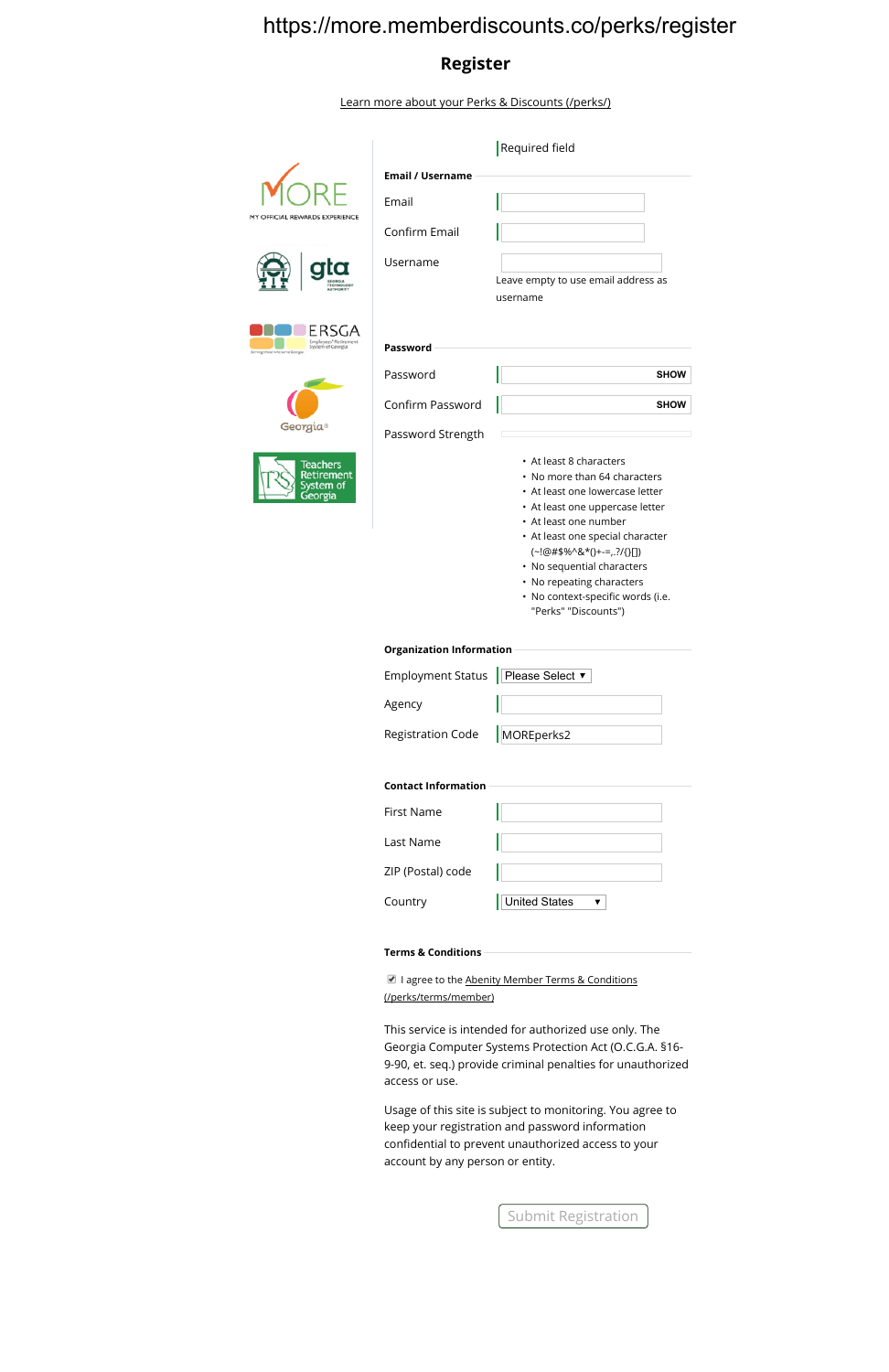https://more.memberdiscounts.co/perks/register

# Register

Learn more about your Perks & Discounts (/perks/)

| Required field

## Email / Username

Email

Confirm Email

Username

Leave empty to use email address as username

## Password

Password SHOW

Confirm Password SHOW

Password Strength

- At least 8 characters
- No more than 64 characters
- At least one lowercase letter
- At least one uppercase letter
- At least one number
- At least one special character (~!@#$%^&*()+-=,.?/(){}[])
- No sequential characters
- No repeating characters
- No context-specific words (i.e. "Perks" "Discounts")

## Organization Information

Employment Status Please Select ▼

Agency

Registration Code MOREperks2

## Contact Information

First Name

Last Name

ZIP (Postal) code

Country United States ▼

## Terms & Conditions

☑ I agree to the Abenity Member Terms & Conditions (/perks/terms/member)

This service is intended for authorized use only. The Georgia Computer Systems Protection Act (O.C.G.A. §16-9-90, et. seq.) provide criminal penalties for unauthorized access or use.

Usage of this site is subject to monitoring. You agree to keep your registration and password information confidential to prevent unauthorized access to your account by any person or entity.

Submit Registration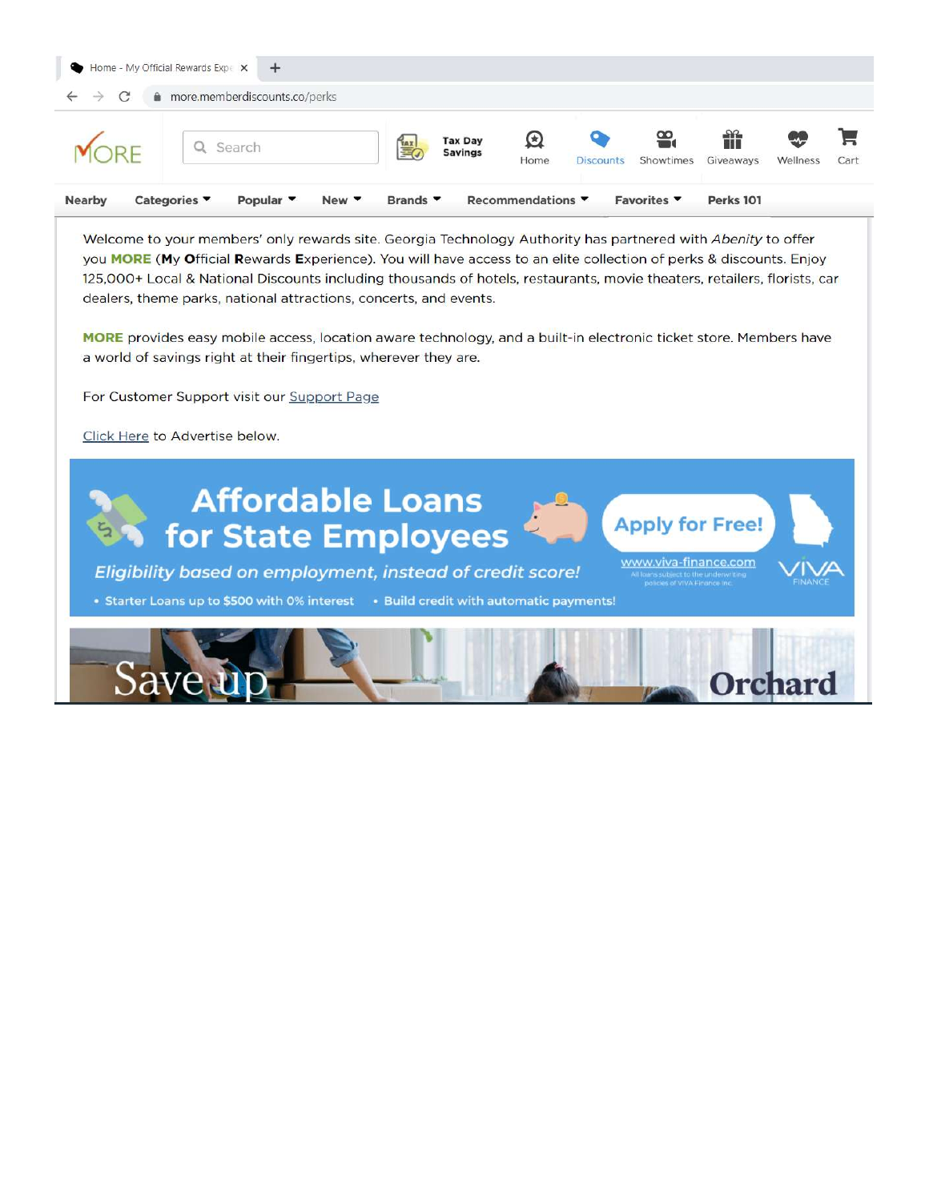Home - My Official Rewards Exp

more.memberdiscounts.co/perks

MORE | Search | Tax Day Savings | Home | Discounts | Showtimes | Giveaways | Wellness | Cart

Nearby | Categories | Popular | New | Brands | Recommendations | Favorites | Perks 101

Welcome to your members' only rewards site. Georgia Technology Authority has partnered with *Abenity* to offer you **MORE** (**M**y **O**fficial **R**ewards **E**xperience). You will have access to an elite collection of perks & discounts. Enjoy 125,000+ Local & National Discounts including thousands of hotels, restaurants, movie theaters, retailers, florists, car dealers, theme parks, national attractions, concerts, and events.

**MORE** provides easy mobile access, location aware technology, and a built-in electronic ticket store. Members have a world of savings right at their fingertips, wherever they are.

For Customer Support visit our Support Page

Click Here to Advertise below.

**Affordable Loans for State Employees**

Apply for Free!

*Eligibility based on employment, instead of credit score!*

www.viva-finance.com

All loans subject to the underwriting policies of VIVA Finance Inc.

VIVA FINANCE

- Starter Loans up to $500 with 0% interest
- Build credit with automatic payments!

Save up

Orchard